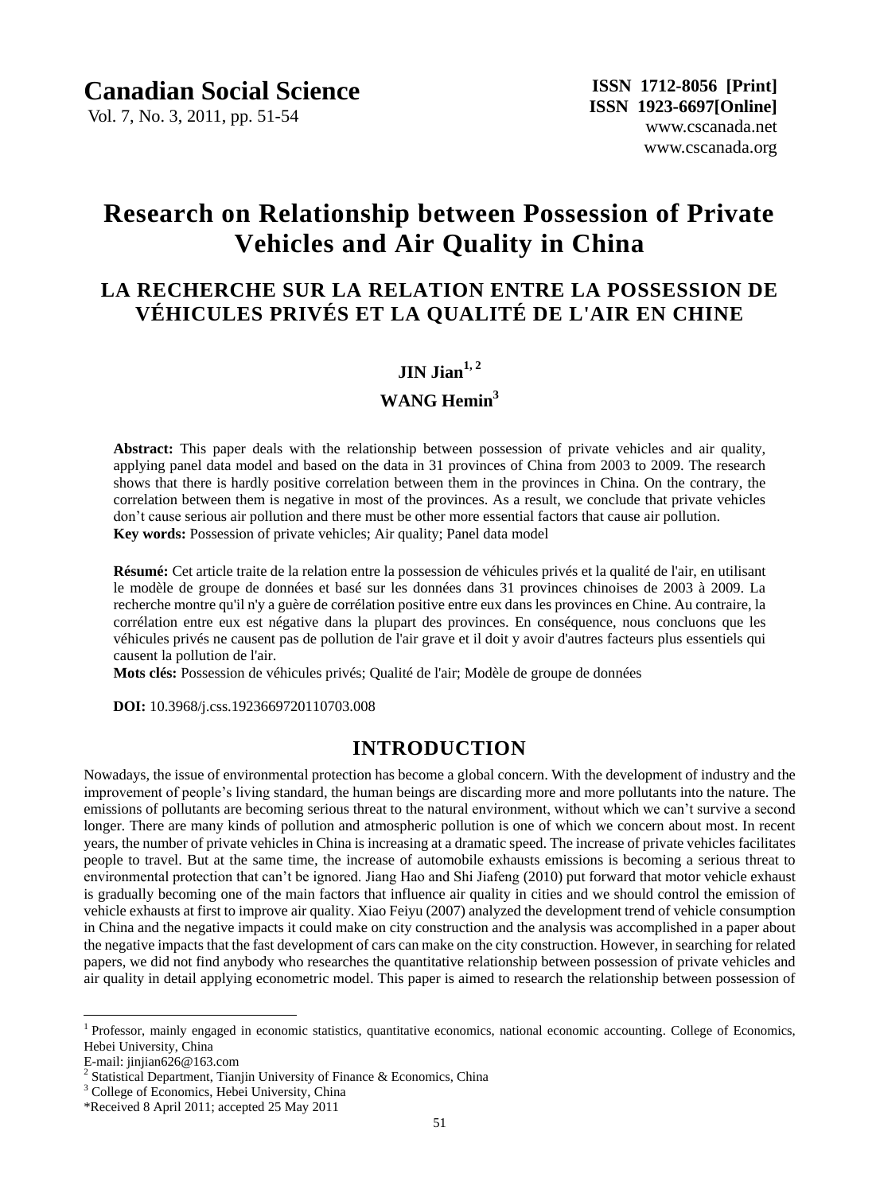# Research on Relationship between Possession of Private Vehicles and Air Quality in China

## LA RECHERCHE SUR LA RELATION ENTRE LA POSSESSION DE VÉHICULES PRIVÉS ET LA QUALITÉ DE L'AIR EN CHINE

**JIN Jian**[1, 2]

**WANG Hemin**[3]

**Abstract:** This paper deals with the relationship between possession of private vehicles and air quality, applying panel data model and based on the data in 31 provinces of China from 2003 to 2009. The research shows that there is hardly positive correlation between them in the provinces in China. On the contrary, the correlation between them is negative in most of the provinces. As a result, we conclude that private vehicles don't cause serious air pollution and there must be other more essential factors that cause air pollution.

**Key words:** Possession of private vehicles; Air quality; Panel data model

**Résumé:** Cet article traite de la relation entre la possession de véhicules privés et la qualité de l'air, en utilisant le modèle de groupe de données et basé sur les données dans 31 provinces chinoises de 2003 à 2009. La recherche montre qu'il n'y a guère de corrélation positive entre eux dans les provinces en Chine. Au contraire, la corrélation entre eux est négative dans la plupart des provinces. En conséquence, nous concluons que les véhicules privés ne causent pas de pollution de l'air grave et il doit y avoir d'autres facteurs plus essentiels qui causent la pollution de l'air.

**Mots clés:** Possession de véhicules privés; Qualité de l'air; Modèle de groupe de données

**DOI:** 10.3968/j.css.1923669720110703.008

## INTRODUCTION

Nowadays, the issue of environmental protection has become a global concern. With the development of industry and the improvement of people's living standard, the human beings are discarding more and more pollutants into the nature. The emissions of pollutants are becoming serious threat to the natural environment, without which we can't survive a second longer. There are many kinds of pollution and atmospheric pollution is one of which we concern about most. In recent years, the number of private vehicles in China is increasing at a dramatic speed. The increase of private vehicles facilitates people to travel. But at the same time, the increase of automobile exhausts emissions is becoming a serious threat to environmental protection that can't be ignored. Jiang Hao and Shi Jiafeng (2010) put forward that motor vehicle exhaust is gradually becoming one of the main factors that influence air quality in cities and we should control the emission of vehicle exhausts at first to improve air quality. Xiao Feiyu (2007) analyzed the development trend of vehicle consumption in China and the negative impacts it could make on city construction and the analysis was accomplished in a paper about the negative impacts that the fast development of cars can make on the city construction. However, in searching for related papers, we did not find anybody who researches the quantitative relationship between possession of private vehicles and air quality in detail applying econometric model. This paper is aimed to research the relationship between possession of

---

[1] Professor, mainly engaged in economic statistics, quantitative economics, national economic accounting. College of Economics, Hebei University, China
E-mail: jinjian626@163.com

[2] Statistical Department, Tianjin University of Finance & Economics, China

[3] College of Economics, Hebei University, China

*Received 8 April 2011; accepted 25 May 2011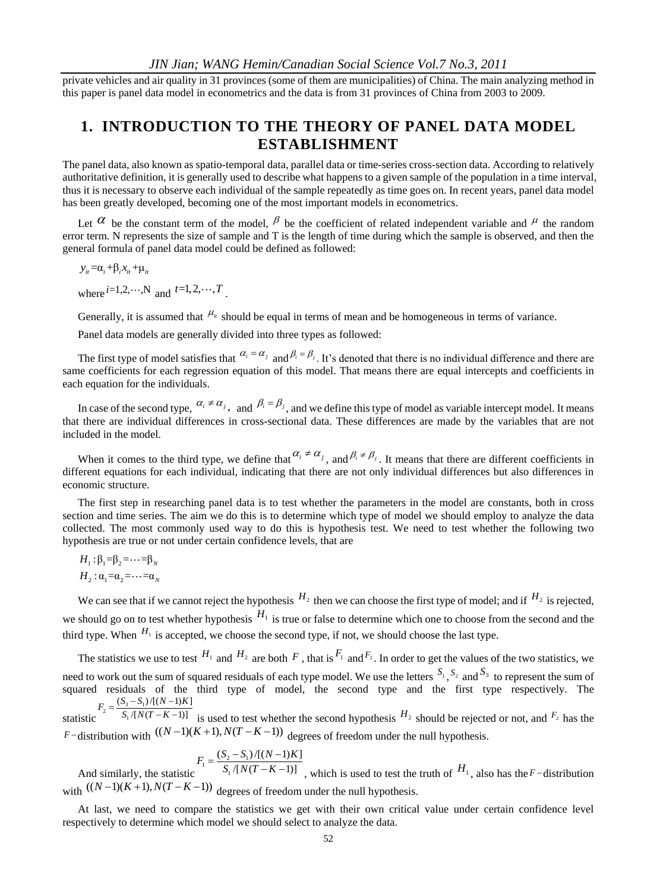private vehicles and air quality in 31 provinces (some of them are municipalities) of China. The main analyzing method in this paper is panel data model in econometrics and the data is from 31 provinces of China from 2003 to 2009.

# 1. INTRODUCTION TO THE THEORY OF PANEL DATA MODEL ESTABLISHMENT

The panel data, also known as spatio-temporal data, parallel data or time-series cross-section data. According to relatively authoritative definition, it is generally used to describe what happens to a given sample of the population in a time interval, thus it is necessary to observe each individual of the sample repeatedly as time goes on. In recent years, panel data model has been greatly developed, becoming one of the most important models in econometrics.

Let $\alpha$ be the constant term of the model, $\beta$ be the coefficient of related independent variable and $\mu$ the random error term. N represents the size of sample and T is the length of time during which the sample is observed, and then the general formula of panel data model could be defined as followed:

$$y_{it} = \alpha_i + \beta_i x_{it} + \mu_{it}$$

where $i = 1, 2, \cdots, N$ and $t = 1, 2, \cdots, T$ .

Generally, it is assumed that $\mu_{it}$ should be equal in terms of mean and be homogeneous in terms of variance.

Panel data models are generally divided into three types as followed:

The first type of model satisfies that $\alpha_i = \alpha_j$ and $\beta_i = \beta_j$. It's denoted that there is no individual difference and there are same coefficients for each regression equation of this model. That means there are equal intercepts and coefficients in each equation for the individuals.

In case of the second type, $\alpha_i \neq \alpha_j$, and $\beta_i = \beta_j$, and we define this type of model as variable intercept model. It means that there are individual differences in cross-sectional data. These differences are made by the variables that are not included in the model.

When it comes to the third type, we define that $\alpha_i \neq \alpha_j$, and $\beta_i \neq \beta_j$. It means that there are different coefficients in different equations for each individual, indicating that there are not only individual differences but also differences in economic structure.

The first step in researching panel data is to test whether the parameters in the model are constants, both in cross section and time series. The aim we do this is to determine which type of model we should employ to analyze the data collected. The most commonly used way to do this is hypothesis test. We need to test whether the following two hypothesis are true or not under certain confidence levels, that are

$$H_1: \beta_1 = \beta_2 = \cdots = \beta_N$$
$$H_2: \alpha_1 = \alpha_2 = \cdots = \alpha_N$$

We can see that if we cannot reject the hypothesis $H_2$ then we can choose the first type of model; and if $H_2$ is rejected, we should go on to test whether hypothesis $H_1$ is true or false to determine which one to choose from the second and the third type. When $H_1$ is accepted, we choose the second type, if not, we should choose the last type.

The statistics we use to test $H_1$ and $H_2$ are both $F$, that is $F_1$ and $F_2$. In order to get the values of the two statistics, we need to work out the sum of squared residuals of each type model. We use the letters $S_1$, $S_2$ and $S_3$ to represent the sum of squared residuals of the third type of model, the second type and the first type respectively. The statistic $F_2 = \frac{(S_3 - S_1)/[(N-1)K]}{S_1/[N(T-K-1)]}$ is used to test whether the second hypothesis $H_2$ should be rejected or not, and $F_2$ has the $F$-distribution with $((N-1)(K+1), N(T-K-1))$ degrees of freedom under the null hypothesis.

And similarly, the statistic $F_1 = \frac{(S_2 - S_1)/[(N-1)K]}{S_1/[N(T-K-1)]}$, which is used to test the truth of $H_1$, also has the $F$-distribution with $((N-1)(K+1), N(T-K-1))$ degrees of freedom under the null hypothesis.

At last, we need to compare the statistics we get with their own critical value under certain confidence level respectively to determine which model we should select to analyze the data.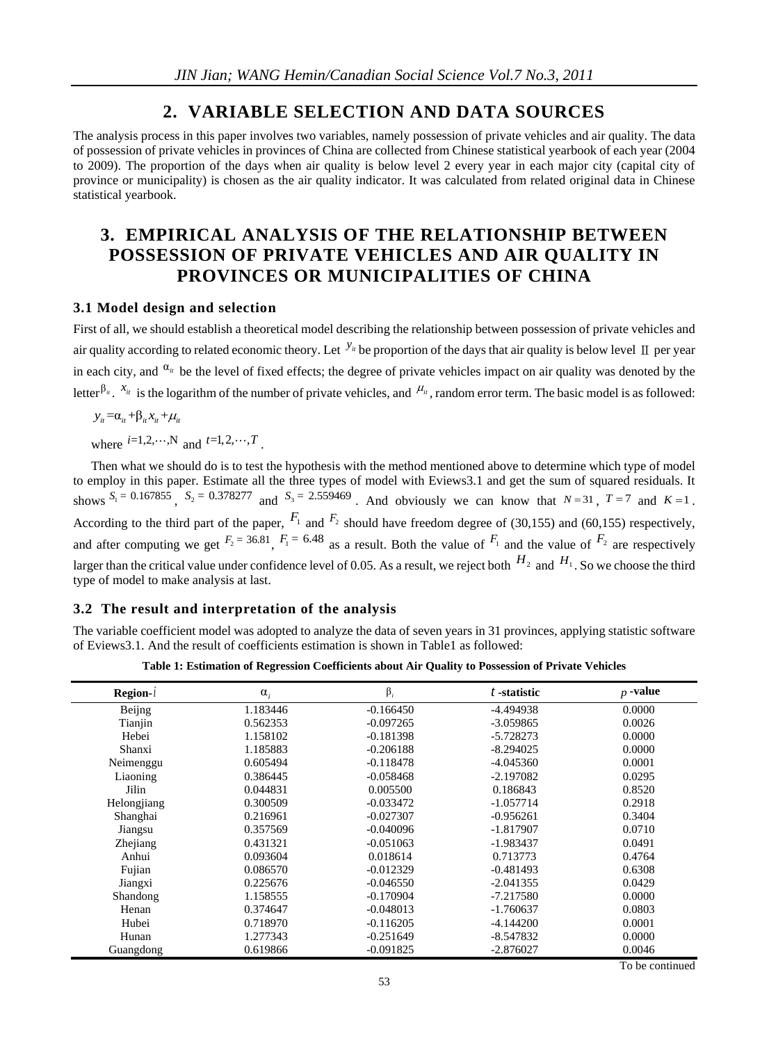## 2. VARIABLE SELECTION AND DATA SOURCES

The analysis process in this paper involves two variables, namely possession of private vehicles and air quality. The data of possession of private vehicles in provinces of China are collected from Chinese statistical yearbook of each year (2004 to 2009). The proportion of the days when air quality is below level 2 every year in each major city (capital city of province or municipality) is chosen as the air quality indicator. It was calculated from related original data in Chinese statistical yearbook.

## 3. EMPIRICAL ANALYSIS OF THE RELATIONSHIP BETWEEN POSSESSION OF PRIVATE VEHICLES AND AIR QUALITY IN PROVINCES OR MUNICIPALITIES OF CHINA

### 3.1 Model design and selection

First of all, we should establish a theoretical model describing the relationship between possession of private vehicles and air quality according to related economic theory. Let $y_{it}$ be proportion of the days that air quality is below level Ⅱ per year in each city, and $\alpha_{it}$ be the level of fixed effects; the degree of private vehicles impact on air quality was denoted by the letter $\beta_{it}$. $x_{it}$ is the logarithm of the number of private vehicles, and $\mu_{it}$, random error term. The basic model is as followed:

$$y_{it} = \alpha_{it} + \beta_{it} x_{it} + \mu_{it}$$

where $i = 1, 2, \cdots, N$ and $t = 1, 2, \cdots, T$.

Then what we should do is to test the hypothesis with the method mentioned above to determine which type of model to employ in this paper. Estimate all the three types of model with Eviews3.1 and get the sum of squared residuals. It shows $S_1 = 0.167855$, $S_2 = 0.378277$ and $S_3 = 2.559469$. And obviously we can know that $N = 31$, $T = 7$ and $K = 1$. According to the third part of the paper, $F_1$ and $F_2$ should have freedom degree of (30,155) and (60,155) respectively, and after computing we get $F_2 = 36.81$, $F_1 = 6.48$ as a result. Both the value of $F_1$ and the value of $F_2$ are respectively larger than the critical value under confidence level of 0.05. As a result, we reject both $H_2$ and $H_1$. So we choose the third type of model to make analysis at last.

### 3.2 The result and interpretation of the analysis

The variable coefficient model was adopted to analyze the data of seven years in 31 provinces, applying statistic software of Eviews3.1. And the result of coefficients estimation is shown in Table1 as followed:

**Table 1: Estimation of Regression Coefficients about Air Quality to Possession of Private Vehicles**

| Region-$i$ | $\alpha_i$ | $\beta_i$ | $t$-statistic | $p$-value |
|---|---|---|---|---|
| Beijng | 1.183446 | -0.166450 | -4.494938 | 0.0000 |
| Tianjin | 0.562353 | -0.097265 | -3.059865 | 0.0026 |
| Hebei | 1.158102 | -0.181398 | -5.728273 | 0.0000 |
| Shanxi | 1.185883 | -0.206188 | -8.294025 | 0.0000 |
| Neimenggu | 0.605494 | -0.118478 | -4.045360 | 0.0001 |
| Liaoning | 0.386445 | -0.058468 | -2.197082 | 0.0295 |
| Jilin | 0.044831 | 0.005500 | 0.186843 | 0.8520 |
| Helongjiang | 0.300509 | -0.033472 | -1.057714 | 0.2918 |
| Shanghai | 0.216961 | -0.027307 | -0.956261 | 0.3404 |
| Jiangsu | 0.357569 | -0.040096 | -1.817907 | 0.0710 |
| Zhejiang | 0.431321 | -0.051063 | -1.983437 | 0.0491 |
| Anhui | 0.093604 | 0.018614 | 0.713773 | 0.4764 |
| Fujian | 0.086570 | -0.012329 | -0.481493 | 0.6308 |
| Jiangxi | 0.225676 | -0.046550 | -2.041355 | 0.0429 |
| Shandong | 1.158555 | -0.170904 | -7.217580 | 0.0000 |
| Henan | 0.374647 | -0.048013 | -1.760637 | 0.0803 |
| Hubei | 0.718970 | -0.116205 | -4.144200 | 0.0001 |
| Hunan | 1.277343 | -0.251649 | -8.547832 | 0.0000 |
| Guangdong | 0.619866 | -0.091825 | -2.876027 | 0.0046 |

To be continued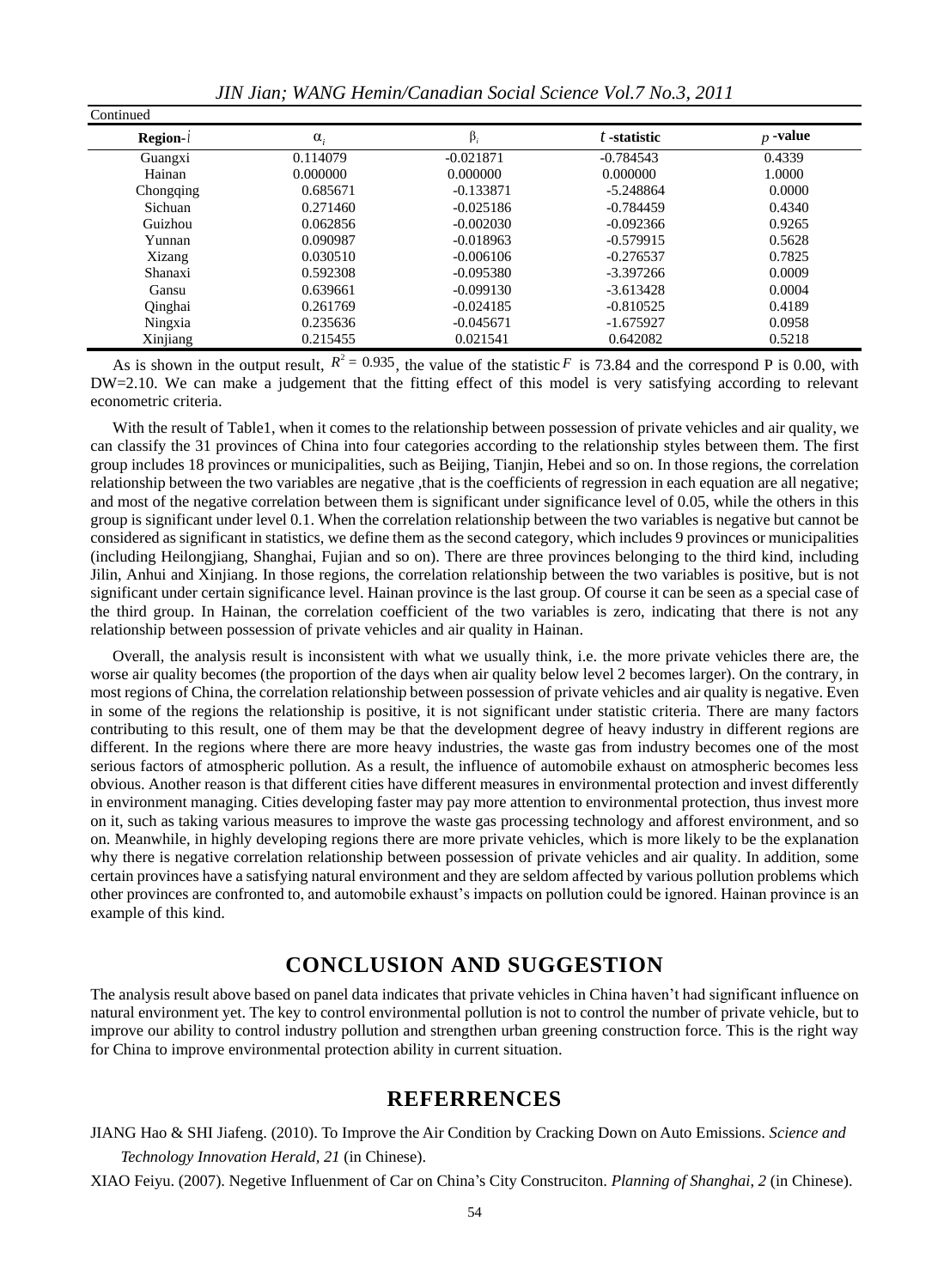Continued

| Region-$i$ | $\alpha_i$ | $\beta_i$ | $t$ -statistic | $p$ -value |
|---|---|---|---|---|
| Guangxi | 0.114079 | -0.021871 | -0.784543 | 0.4339 |
| Hainan | 0.000000 | 0.000000 | 0.000000 | 1.0000 |
| Chongqing | 0.685671 | -0.133871 | -5.248864 | 0.0000 |
| Sichuan | 0.271460 | -0.025186 | -0.784459 | 0.4340 |
| Guizhou | 0.062856 | -0.002030 | -0.092366 | 0.9265 |
| Yunnan | 0.090987 | -0.018963 | -0.579915 | 0.5628 |
| Xizang | 0.030510 | -0.006106 | -0.276537 | 0.7825 |
| Shanaxi | 0.592308 | -0.095380 | -3.397266 | 0.0009 |
| Gansu | 0.639661 | -0.099130 | -3.613428 | 0.0004 |
| Qinghai | 0.261769 | -0.024185 | -0.810525 | 0.4189 |
| Ningxia | 0.235636 | -0.045671 | -1.675927 | 0.0958 |
| Xinjiang | 0.215455 | 0.021541 | 0.642082 | 0.5218 |

As is shown in the output result, $R^2 = 0.935$, the value of the statistic $F$ is 73.84 and the correspond P is 0.00, with DW=2.10. We can make a judgement that the fitting effect of this model is very satisfying according to relevant econometric criteria.

With the result of Table1, when it comes to the relationship between possession of private vehicles and air quality, we can classify the 31 provinces of China into four categories according to the relationship styles between them. The first group includes 18 provinces or municipalities, such as Beijing, Tianjin, Hebei and so on. In those regions, the correlation relationship between the two variables are negative ,that is the coefficients of regression in each equation are all negative; and most of the negative correlation between them is significant under significance level of 0.05, while the others in this group is significant under level 0.1. When the correlation relationship between the two variables is negative but cannot be considered as significant in statistics, we define them as the second category, which includes 9 provinces or municipalities (including Heilongjiang, Shanghai, Fujian and so on). There are three provinces belonging to the third kind, including Jilin, Anhui and Xinjiang. In those regions, the correlation relationship between the two variables is positive, but is not significant under certain significance level. Hainan province is the last group. Of course it can be seen as a special case of the third group. In Hainan, the correlation coefficient of the two variables is zero, indicating that there is not any relationship between possession of private vehicles and air quality in Hainan.

Overall, the analysis result is inconsistent with what we usually think, i.e. the more private vehicles there are, the worse air quality becomes (the proportion of the days when air quality below level 2 becomes larger). On the contrary, in most regions of China, the correlation relationship between possession of private vehicles and air quality is negative. Even in some of the regions the relationship is positive, it is not significant under statistic criteria. There are many factors contributing to this result, one of them may be that the development degree of heavy industry in different regions are different. In the regions where there are more heavy industries, the waste gas from industry becomes one of the most serious factors of atmospheric pollution. As a result, the influence of automobile exhaust on atmospheric becomes less obvious. Another reason is that different cities have different measures in environmental protection and invest differently in environment managing. Cities developing faster may pay more attention to environmental protection, thus invest more on it, such as taking various measures to improve the waste gas processing technology and afforest environment, and so on. Meanwhile, in highly developing regions there are more private vehicles, which is more likely to be the explanation why there is negative correlation relationship between possession of private vehicles and air quality. In addition, some certain provinces have a satisfying natural environment and they are seldom affected by various pollution problems which other provinces are confronted to, and automobile exhaust's impacts on pollution could be ignored. Hainan province is an example of this kind.

## CONCLUSION AND SUGGESTION

The analysis result above based on panel data indicates that private vehicles in China haven't had significant influence on natural environment yet. The key to control environmental pollution is not to control the number of private vehicle, but to improve our ability to control industry pollution and strengthen urban greening construction force. This is the right way for China to improve environmental protection ability in current situation.

## REFERRENCES

JIANG Hao & SHI Jiafeng. (2010). To Improve the Air Condition by Cracking Down on Auto Emissions. *Science and Technology Innovation Herald*, *21* (in Chinese).

XIAO Feiyu. (2007). Negetive Influenment of Car on China's City Construciton. *Planning of Shanghai*, *2* (in Chinese).